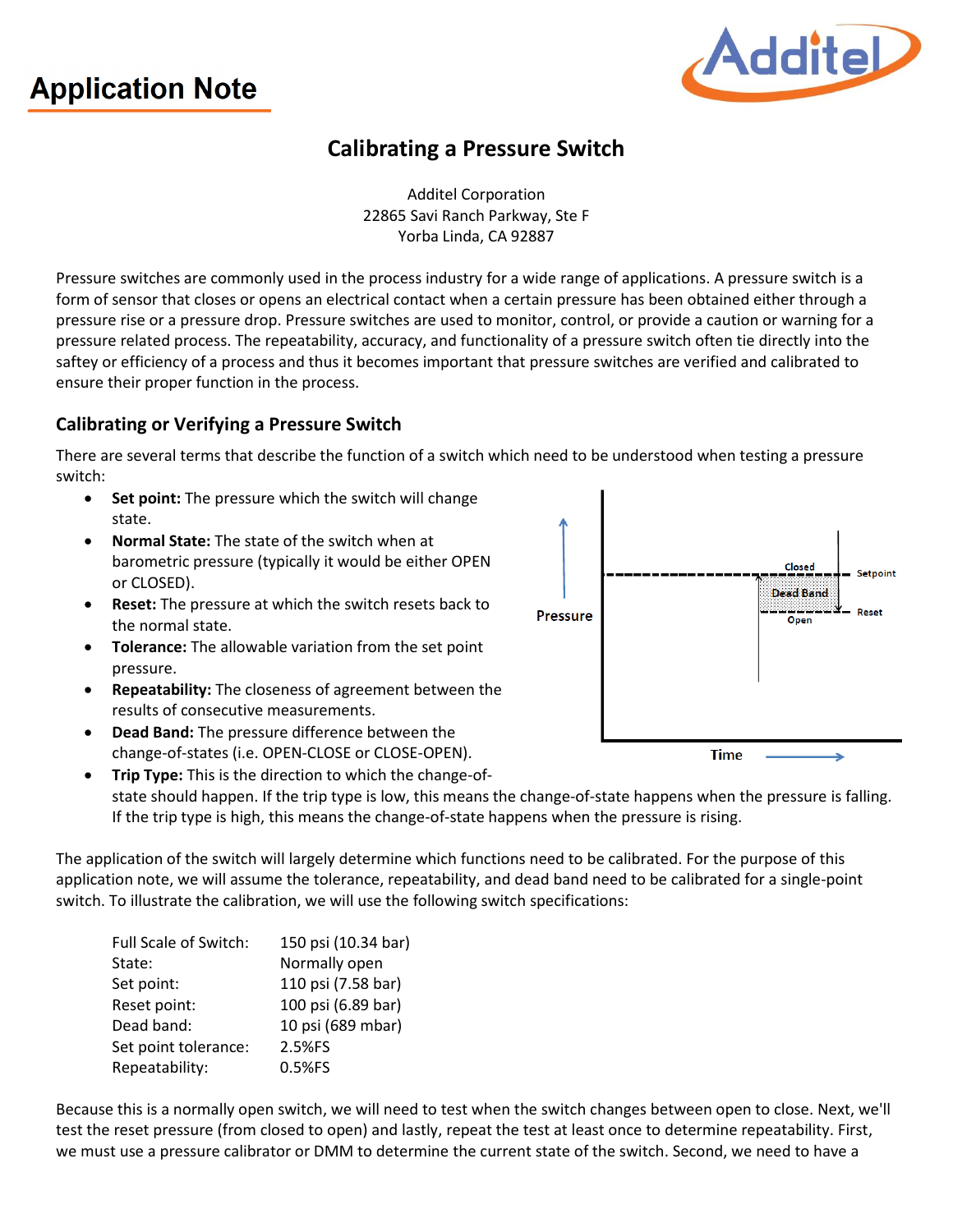# Application Note

## Calibrating a Pressure Switch

Additel Corporation
22865 Savi Ranch Parkway, Ste F
Yorba Linda, CA 92887

Pressure switches are commonly used in the process industry for a wide range of applications. A pressure switch is a form of sensor that closes or opens an electrical contact when a certain pressure has been obtained either through a pressure rise or a pressure drop. Pressure switches are used to monitor, control, or provide a caution or warning for a pressure related process. The repeatability, accuracy, and functionality of a pressure switch often tie directly into the saftey or efficiency of a process and thus it becomes important that pressure switches are verified and calibrated to ensure their proper function in the process.

### Calibrating or Verifying a Pressure Switch

There are several terms that describe the function of a switch which need to be understood when testing a pressure switch:

- **Set point:** The pressure which the switch will change state.
- **Normal State:** The state of the switch when at barometric pressure (typically it would be either OPEN or CLOSED).
- **Reset:** The pressure at which the switch resets back to the normal state.
- **Tolerance:** The allowable variation from the set point pressure.
- **Repeatability:** The closeness of agreement between the results of consecutive measurements.
- **Dead Band:** The pressure difference between the change-of-states (i.e. OPEN-CLOSE or CLOSE-OPEN).
- **Trip Type:** This is the direction to which the change-of-state should happen. If the trip type is low, this means the change-of-state happens when the pressure is falling. If the trip type is high, this means the change-of-state happens when the pressure is rising.

The application of the switch will largely determine which functions need to be calibrated. For the purpose of this application note, we will assume the tolerance, repeatability, and dead band need to be calibrated for a single-point switch. To illustrate the calibration, we will use the following switch specifications:

| | |
|---|---|
| Full Scale of Switch: | 150 psi (10.34 bar) |
| State: | Normally open |
| Set point: | 110 psi (7.58 bar) |
| Reset point: | 100 psi (6.89 bar) |
| Dead band: | 10 psi (689 mbar) |
| Set point tolerance: | 2.5%FS |
| Repeatability: | 0.5%FS |

Because this is a normally open switch, we will need to test when the switch changes between open to close. Next, we'll test the reset pressure (from closed to open) and lastly, repeat the test at least once to determine repeatability. First, we must use a pressure calibrator or DMM to determine the current state of the switch. Second, we need to have a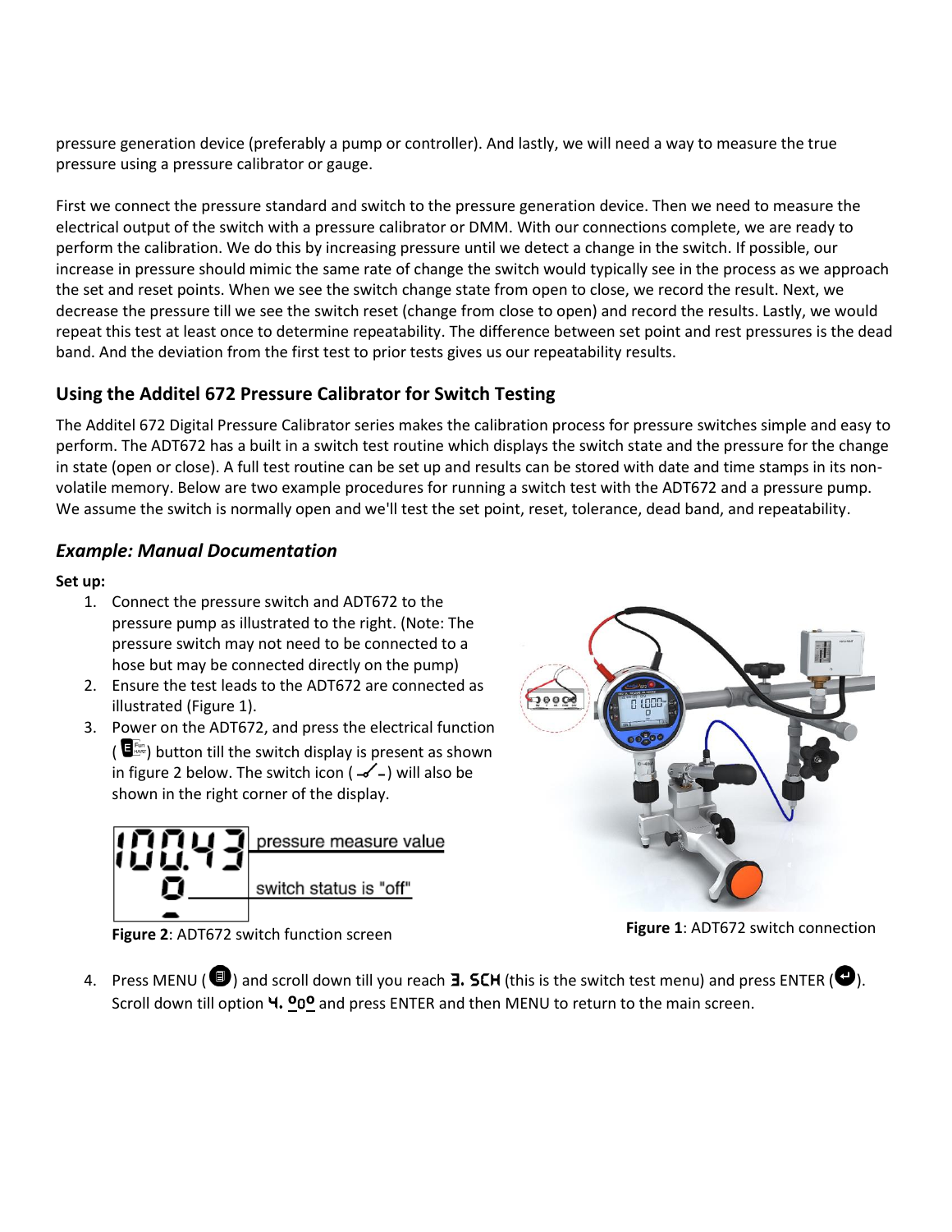pressure generation device (preferably a pump or controller). And lastly, we will need a way to measure the true pressure using a pressure calibrator or gauge.

First we connect the pressure standard and switch to the pressure generation device. Then we need to measure the electrical output of the switch with a pressure calibrator or DMM. With our connections complete, we are ready to perform the calibration. We do this by increasing pressure until we detect a change in the switch. If possible, our increase in pressure should mimic the same rate of change the switch would typically see in the process as we approach the set and reset points. When we see the switch change state from open to close, we record the result. Next, we decrease the pressure till we see the switch reset (change from close to open) and record the results. Lastly, we would repeat this test at least once to determine repeatability. The difference between set point and rest pressures is the dead band. And the deviation from the first test to prior tests gives us our repeatability results.

## Using the Additel 672 Pressure Calibrator for Switch Testing

The Additel 672 Digital Pressure Calibrator series makes the calibration process for pressure switches simple and easy to perform. The ADT672 has a built in a switch test routine which displays the switch state and the pressure for the change in state (open or close). A full test routine can be set up and results can be stored with date and time stamps in its non-volatile memory. Below are two example procedures for running a switch test with the ADT672 and a pressure pump. We assume the switch is normally open and we'll test the set point, reset, tolerance, dead band, and repeatability.

### *Example: Manual Documentation*

**Set up:**

1. Connect the pressure switch and ADT672 to the pressure pump as illustrated to the right. (Note: The pressure switch may not need to be connected to a hose but may be connected directly on the pump)
2. Ensure the test leads to the ADT672 are connected as illustrated (Figure 1).
3. Power on the ADT672, and press the electrical function ( ) button till the switch display is present as shown in figure 2 below. The switch icon ( ) will also be shown in the right corner of the display.

100.43 — pressure measure value

0 — switch status is "off"

**Figure 2**: ADT672 switch function screen

**Figure 1**: ADT672 switch connection

4. Press MENU ( ) and scroll down till you reach **3. SCH** (this is the switch test menu) and press ENTER ( ). Scroll down till option **4. ⁰o⁰** and press ENTER and then MENU to return to the main screen.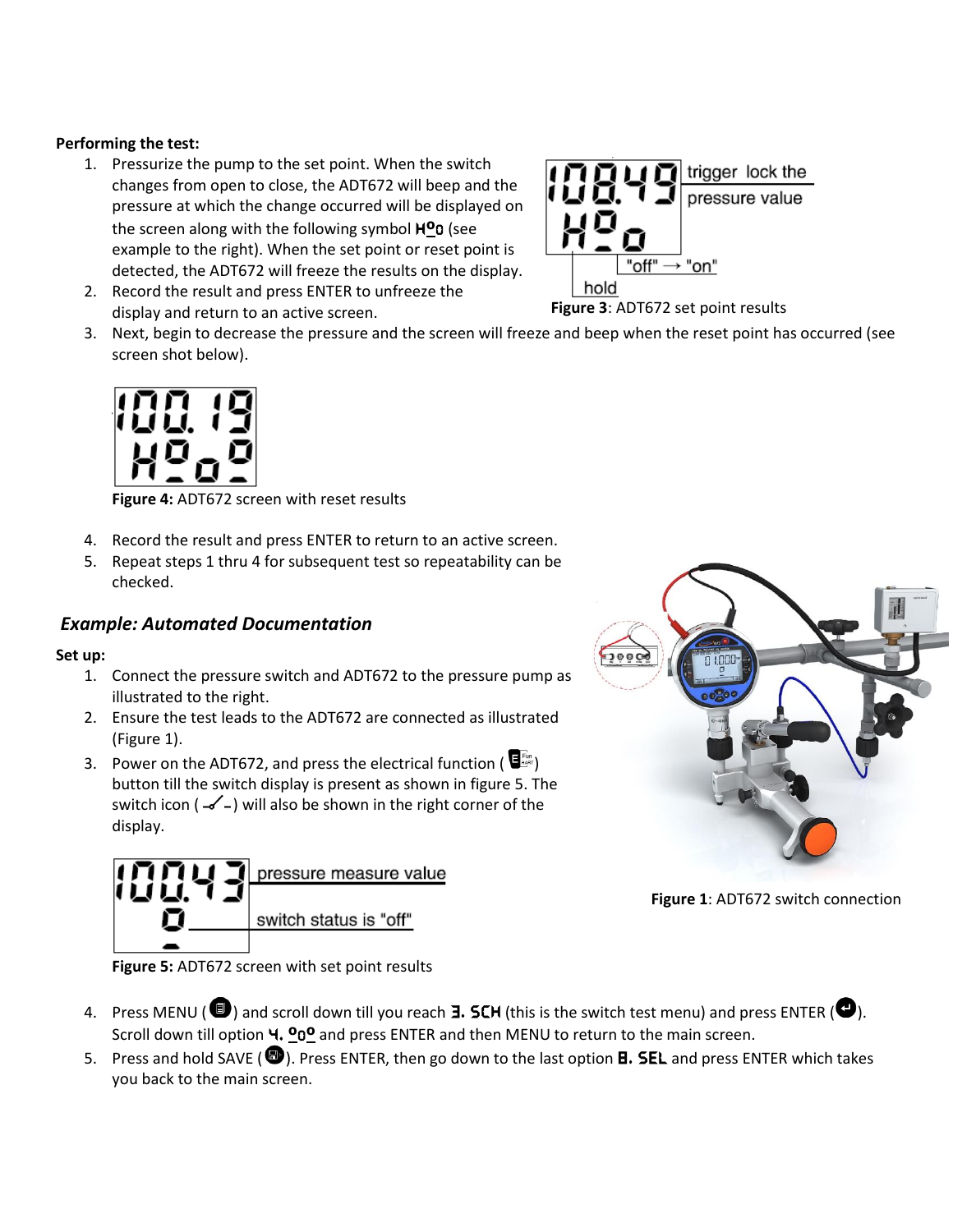**Performing the test:**

1. Pressurize the pump to the set point. When the switch changes from open to close, the ADT672 will beep and the pressure at which the change occurred will be displayed on the screen along with the following symbol H°o (see example to the right). When the set point or reset point is detected, the ADT672 will freeze the results on the display.
2. Record the result and press ENTER to unfreeze the display and return to an active screen.

**Figure 3**: ADT672 set point results

3. Next, begin to decrease the pressure and the screen will freeze and beep when the reset point has occurred (see screen shot below).

**Figure 4:** ADT672 screen with reset results

4. Record the result and press ENTER to return to an active screen.
5. Repeat steps 1 thru 4 for subsequent test so repeatability can be checked.

## *Example: Automated Documentation*

**Set up:**

1. Connect the pressure switch and ADT672 to the pressure pump as illustrated to the right.
2. Ensure the test leads to the ADT672 are connected as illustrated (Figure 1).
3. Power on the ADT672, and press the electrical function ( ) button till the switch display is present as shown in figure 5. The switch icon ( ) will also be shown in the right corner of the display.

**Figure 5:** ADT672 screen with set point results

**Figure 1**: ADT672 switch connection

4. Press MENU ( ) and scroll down till you reach 3. SCH (this is the switch test menu) and press ENTER ( ). Scroll down till option 4. °o° and press ENTER and then MENU to return to the main screen.
5. Press and hold SAVE ( ). Press ENTER, then go down to the last option 8. SEL and press ENTER which takes you back to the main screen.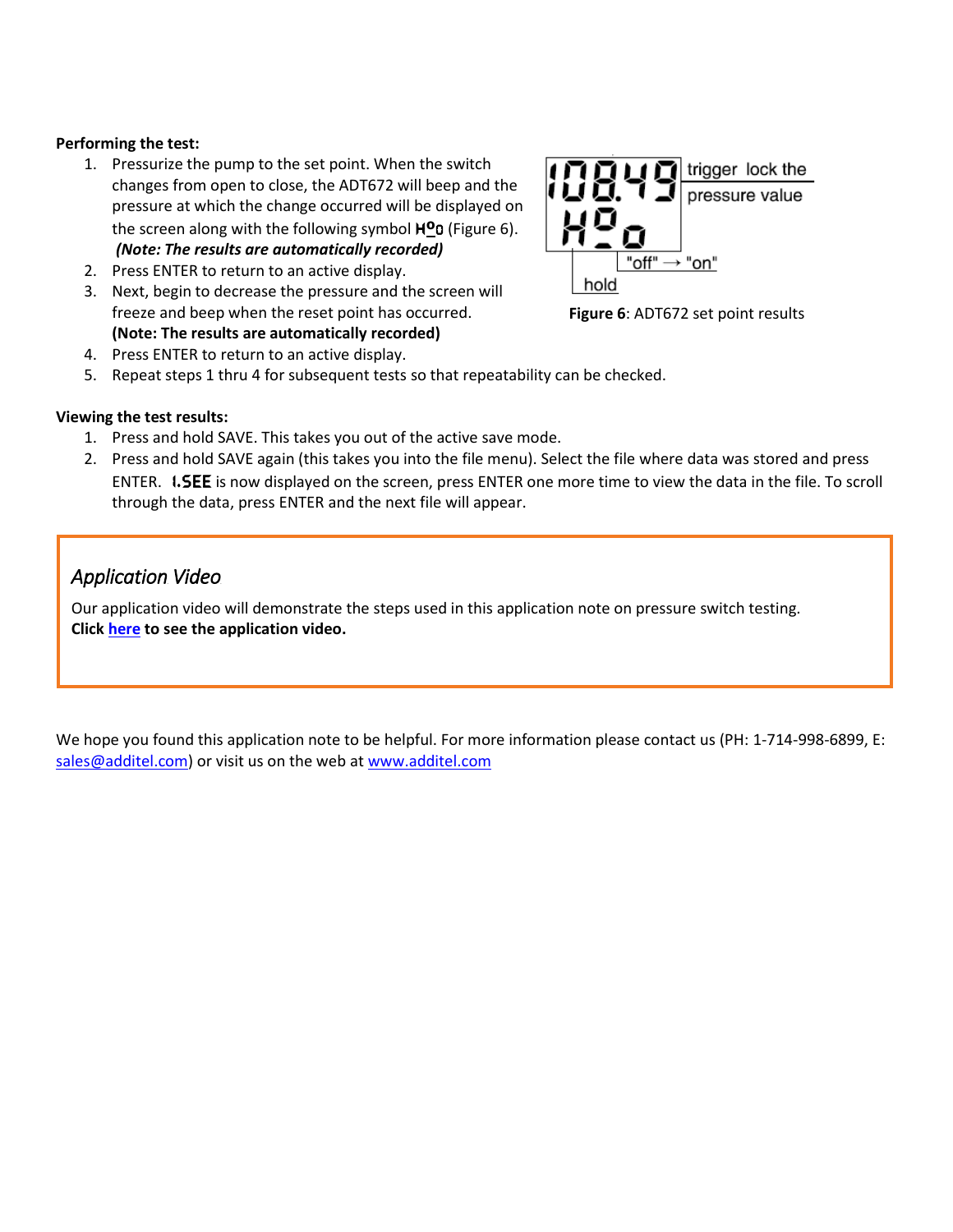**Performing the test:**

1. Pressurize the pump to the set point. When the switch changes from open to close, the ADT672 will beep and the pressure at which the change occurred will be displayed on the screen along with the following symbol H°o (Figure 6). ***(Note: The results are automatically recorded)***
2. Press ENTER to return to an active display.
3. Next, begin to decrease the pressure and the screen will freeze and beep when the reset point has occurred. **(Note: The results are automatically recorded)**
4. Press ENTER to return to an active display.
5. Repeat steps 1 thru 4 for subsequent tests so that repeatability can be checked.

108.49
H°o
trigger lock the pressure value
"off" → "on"
hold

**Figure 6**: ADT672 set point results

**Viewing the test results:**

1. Press and hold SAVE. This takes you out of the active save mode.
2. Press and hold SAVE again (this takes you into the file menu). Select the file where data was stored and press ENTER. **1.SEE** is now displayed on the screen, press ENTER one more time to view the data in the file. To scroll through the data, press ENTER and the next file will appear.

## *Application Video*

Our application video will demonstrate the steps used in this application note on pressure switch testing.
**Click here to see the application video.**

We hope you found this application note to be helpful. For more information please contact us (PH: 1-714-998-6899, E: sales@additel.com) or visit us on the web at www.additel.com